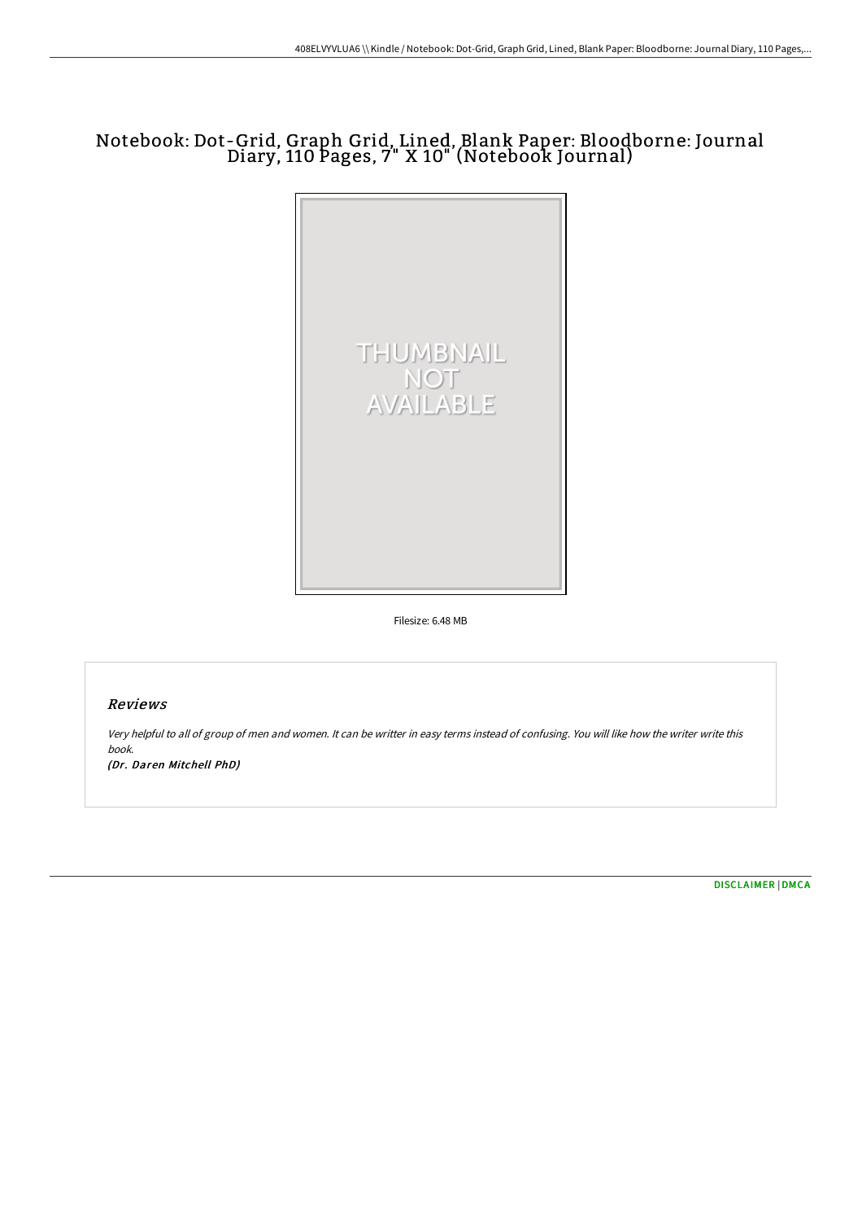# Notebook: Dot-Grid, Graph Grid, Lined, Blank Paper: Bloodborne: Journal Diary, 110 Pages, 7" X 10" (Notebook Journal)

THUMBNAIL NOT AVAILABLE

Filesize: 6.48 MB

## Reviews

*Very helpful to all of group of men and women. It can be writter in easy terms instead of confusing. You will like how the writer write this book.*

*(Dr. Daren Mitchell PhD)*

DISCLAIMER | DMCA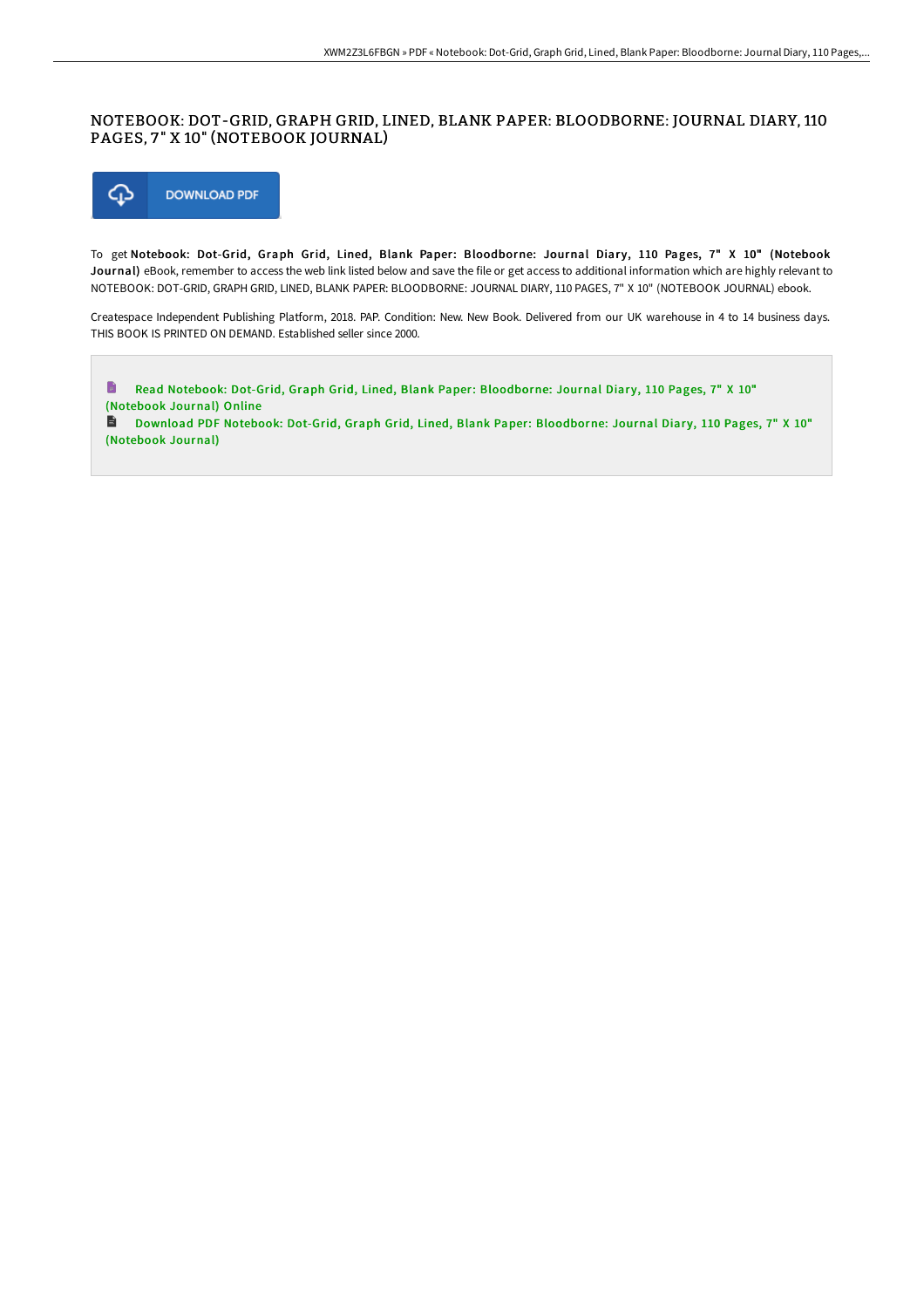# NOTEBOOK: DOT-GRID, GRAPH GRID, LINED, BLANK PAPER: BLOODBORNE: JOURNAL DIARY, 110 PAGES, 7" X 10" (NOTEBOOK JOURNAL)

DOWNLOAD PDF

To get **Notebook: Dot-Grid, Graph Grid, Lined, Blank Paper: Bloodborne: Journal Diary, 110 Pages, 7" X 10" (Notebook Journal)** eBook, remember to access the web link listed below and save the file or get access to additional information which are highly relevant to NOTEBOOK: DOT-GRID, GRAPH GRID, LINED, BLANK PAPER: BLOODBORNE: JOURNAL DIARY, 110 PAGES, 7" X 10" (NOTEBOOK JOURNAL) ebook.

Createspace Independent Publishing Platform, 2018. PAP. Condition: New. New Book. Delivered from our UK warehouse in 4 to 14 business days. THIS BOOK IS PRINTED ON DEMAND. Established seller since 2000.

Read Notebook: Dot-Grid, Graph Grid, Lined, Blank Paper: Bloodborne: Journal Diary, 110 Pages, 7" X 10" (Notebook Journal) Online

Download PDF Notebook: Dot-Grid, Graph Grid, Lined, Blank Paper: Bloodborne: Journal Diary, 110 Pages, 7" X 10" (Notebook Journal)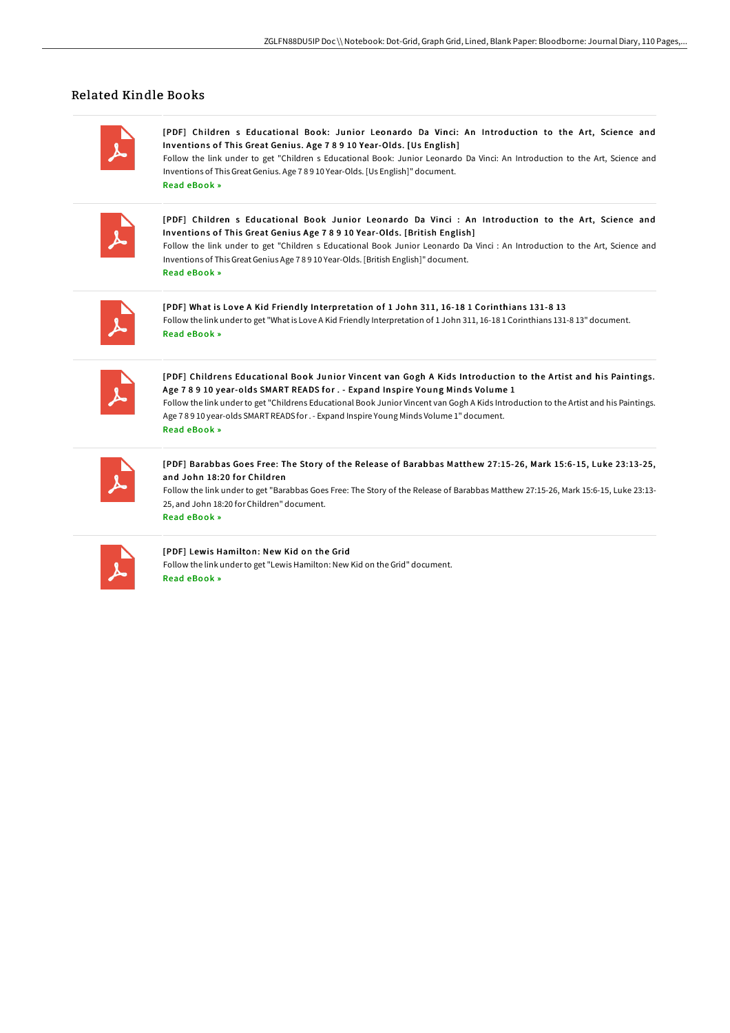## Related Kindle Books

[PDF] Children s Educational Book: Junior Leonardo Da Vinci: An Introduction to the Art, Science and Inventions of This Great Genius. Age 7 8 9 10 Year-Olds. [Us English]

Follow the link under to get "Children s Educational Book: Junior Leonardo Da Vinci: An Introduction to the Art, Science and Inventions of This Great Genius. Age 7 8 9 10 Year-Olds. [Us English]" document.

Read eBook »

[PDF] Children s Educational Book Junior Leonardo Da Vinci : An Introduction to the Art, Science and Inventions of This Great Genius Age 7 8 9 10 Year-Olds. [British English]

Follow the link under to get "Children s Educational Book Junior Leonardo Da Vinci : An Introduction to the Art, Science and Inventions of This Great Genius Age 7 8 9 10 Year-Olds. [British English]" document.

Read eBook »

[PDF] What is Love A Kid Friendly Interpretation of 1 John 311, 16-18 1 Corinthians 131-8 13

Follow the link under to get "What is Love A Kid Friendly Interpretation of 1 John 311, 16-18 1 Corinthians 131-8 13" document.

Read eBook »

[PDF] Childrens Educational Book Junior Vincent van Gogh A Kids Introduction to the Artist and his Paintings. Age 7 8 9 10 year-olds SMART READS for . - Expand Inspire Young Minds Volume 1

Follow the link under to get "Childrens Educational Book Junior Vincent van Gogh A Kids Introduction to the Artist and his Paintings. Age 7 8 9 10 year-olds SMART READS for . - Expand Inspire Young Minds Volume 1" document.

Read eBook »

[PDF] Barabbas Goes Free: The Story of the Release of Barabbas Matthew 27:15-26, Mark 15:6-15, Luke 23:13-25, and John 18:20 for Children

Follow the link under to get "Barabbas Goes Free: The Story of the Release of Barabbas Matthew 27:15-26, Mark 15:6-15, Luke 23:13-25, and John 18:20 for Children" document.

Read eBook »

[PDF] Lewis Hamilton: New Kid on the Grid

Follow the link under to get "Lewis Hamilton: New Kid on the Grid" document.

Read eBook »